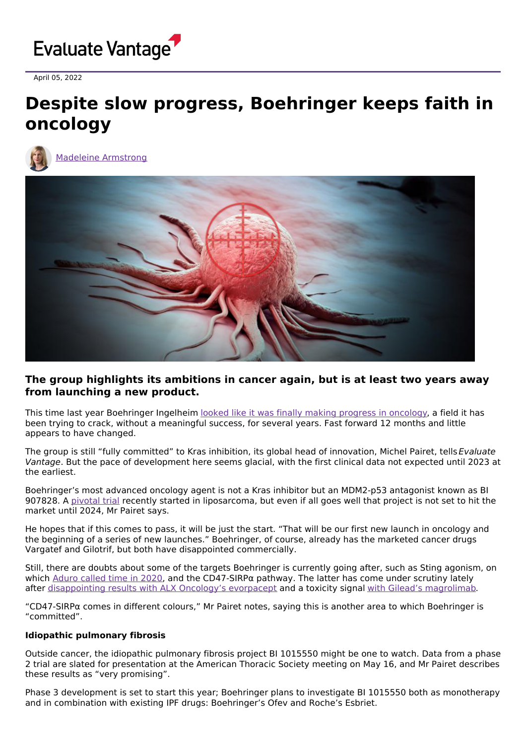April 05, 2022

# Despite slow progress, Boehringer keeps faith in oncology

Madeleine Armstrong

**The group highlights its ambitions in cancer again, but is at least two years away from launching a new product.**

This time last year Boehringer Ingelheim looked like it was finally making progress in oncology, a field it has been trying to crack, without a meaningful success, for several years. Fast forward 12 months and little appears to have changed.

The group is still "fully committed" to Kras inhibition, its global head of innovation, Michel Pairet, tells *Evaluate Vantage*. But the pace of development here seems glacial, with the first clinical data not expected until 2023 at the earliest.

Boehringer's most advanced oncology agent is not a Kras inhibitor but an MDM2-p53 antagonist known as BI 907828. A pivotal trial recently started in liposarcoma, but even if all goes well that project is not set to hit the market until 2024, Mr Pairet says.

He hopes that if this comes to pass, it will be just the start. "That will be our first new launch in oncology and the beginning of a series of new launches." Boehringer, of course, already has the marketed cancer drugs Vargatef and Gilotrif, but both have disappointed commercially.

Still, there are doubts about some of the targets Boehringer is currently going after, such as Sting agonism, on which Aduro called time in 2020, and the CD47-SIRPα pathway. The latter has come under scrutiny lately after disappointing results with ALX Oncology's evorpacept and a toxicity signal with Gilead's magrolimab.

"CD47-SIRPα comes in different colours," Mr Pairet notes, saying this is another area to which Boehringer is "committed".

**Idiopathic pulmonary fibrosis**

Outside cancer, the idiopathic pulmonary fibrosis project BI 1015550 might be one to watch. Data from a phase 2 trial are slated for presentation at the American Thoracic Society meeting on May 16, and Mr Pairet describes these results as "very promising".

Phase 3 development is set to start this year; Boehringer plans to investigate BI 1015550 both as monotherapy and in combination with existing IPF drugs: Boehringer's Ofev and Roche's Esbriet.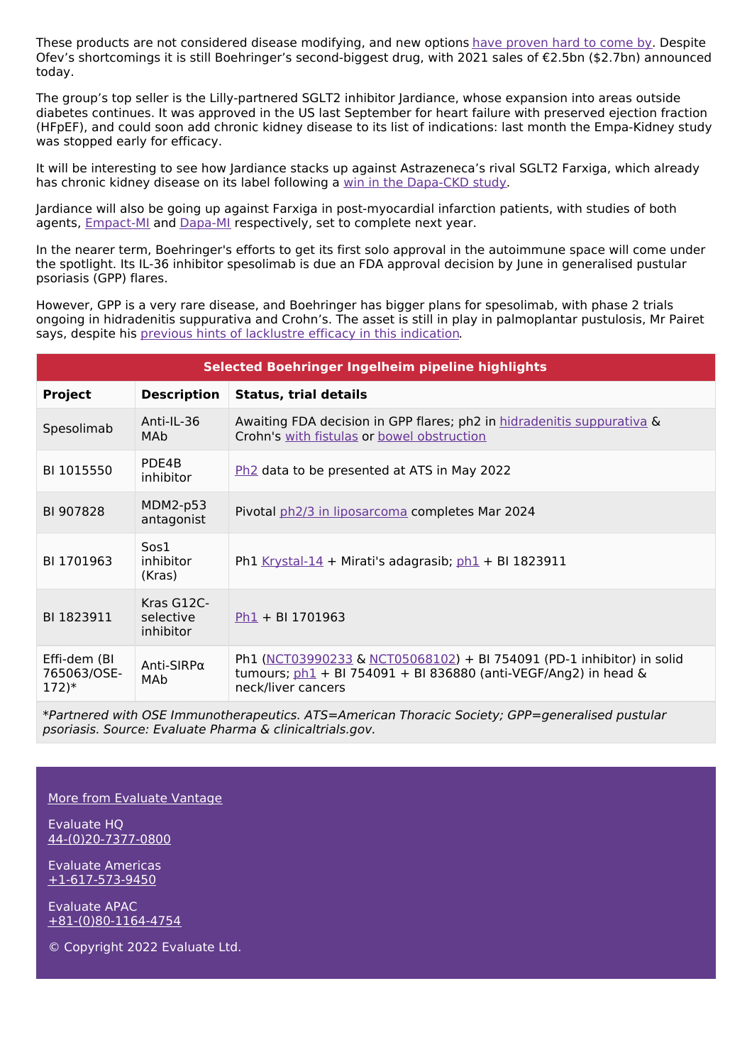These products are not considered disease modifying, and new options have proven hard to come by. Despite Ofev's shortcomings it is still Boehringer's second-biggest drug, with 2021 sales of €2.5bn ($2.7bn) announced today.

The group's top seller is the Lilly-partnered SGLT2 inhibitor Jardiance, whose expansion into areas outside diabetes continues. It was approved in the US last September for heart failure with preserved ejection fraction (HFpEF), and could soon add chronic kidney disease to its list of indications: last month the Empa-Kidney study was stopped early for efficacy.

It will be interesting to see how Jardiance stacks up against Astrazeneca's rival SGLT2 Farxiga, which already has chronic kidney disease on its label following a win in the Dapa-CKD study.

Jardiance will also be going up against Farxiga in post-myocardial infarction patients, with studies of both agents, Empact-MI and Dapa-MI respectively, set to complete next year.

In the nearer term, Boehringer's efforts to get its first solo approval in the autoimmune space will come under the spotlight. Its IL-36 inhibitor spesolimab is due an FDA approval decision by June in generalised pustular psoriasis (GPP) flares.

However, GPP is a very rare disease, and Boehringer has bigger plans for spesolimab, with phase 2 trials ongoing in hidradenitis suppurativa and Crohn's. The asset is still in play in palmoplantar pustulosis, Mr Pairet says, despite his previous hints of lacklustre efficacy in this indication.

**Selected Boehringer Ingelheim pipeline highlights**

| Project | Description | Status, trial details |
|---|---|---|
| Spesolimab | Anti-IL-36 MAb | Awaiting FDA decision in GPP flares; ph2 in hidradenitis suppurativa & Crohn's with fistulas or bowel obstruction |
| BI 1015550 | PDE4B inhibitor | Ph2 data to be presented at ATS in May 2022 |
| BI 907828 | MDM2-p53 antagonist | Pivotal ph2/3 in liposarcoma completes Mar 2024 |
| BI 1701963 | Sos1 inhibitor (Kras) | Ph1 Krystal-14 + Mirati's adagrasib; ph1 + BI 1823911 |
| BI 1823911 | Kras G12C-selective inhibitor | Ph1 + BI 1701963 |
| Effi-dem (BI 765063/OSE-172)* | Anti-SIRPα MAb | Ph1 (NCT03990233 & NCT05068102) + BI 754091 (PD-1 inhibitor) in solid tumours; ph1 + BI 754091 + BI 836880 (anti-VEGF/Ang2) in head & neck/liver cancers |

*\*Partnered with OSE Immunotherapeutics. ATS=American Thoracic Society; GPP=generalised pustular psoriasis. Source: Evaluate Pharma & clinicaltrials.gov.*

More from Evaluate Vantage

Evaluate HQ
44-(0)20-7377-0800

Evaluate Americas
+1-617-573-9450

Evaluate APAC
+81-(0)80-1164-4754

© Copyright 2022 Evaluate Ltd.